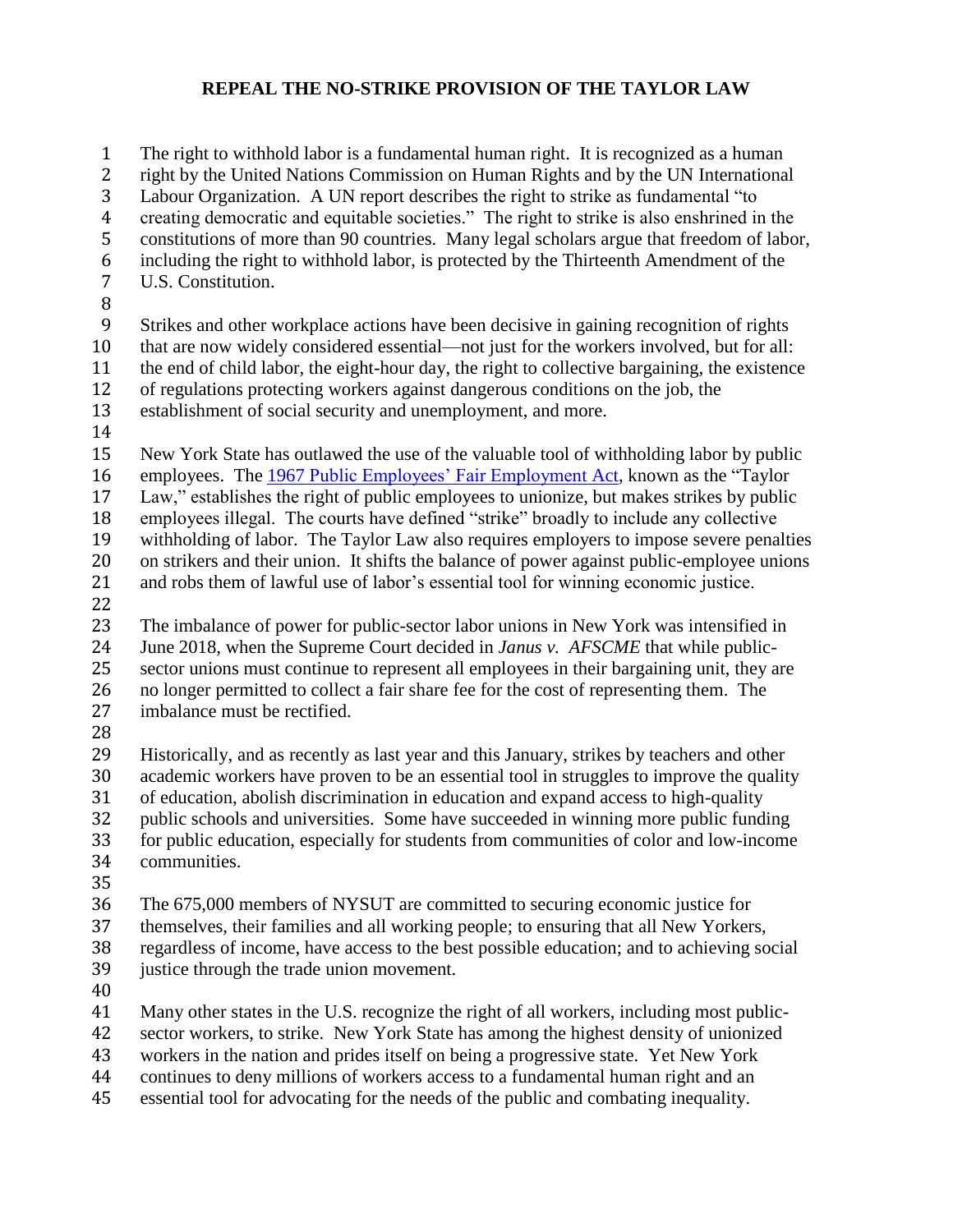# REPEAL THE NO-STRIKE PROVISION OF THE TAYLOR LAW

The right to withhold labor is a fundamental human right. It is recognized as a human right by the United Nations Commission on Human Rights and by the UN International Labour Organization. A UN report describes the right to strike as fundamental "to creating democratic and equitable societies." The right to strike is also enshrined in the constitutions of more than 90 countries. Many legal scholars argue that freedom of labor, including the right to withhold labor, is protected by the Thirteenth Amendment of the U.S. Constitution.

Strikes and other workplace actions have been decisive in gaining recognition of rights that are now widely considered essential—not just for the workers involved, but for all: the end of child labor, the eight-hour day, the right to collective bargaining, the existence of regulations protecting workers against dangerous conditions on the job, the establishment of social security and unemployment, and more.

New York State has outlawed the use of the valuable tool of withholding labor by public employees. The [1967 Public Employees' Fair Employment Act](), known as the "Taylor Law," establishes the right of public employees to unionize, but makes strikes by public employees illegal. The courts have defined "strike" broadly to include any collective withholding of labor. The Taylor Law also requires employers to impose severe penalties on strikers and their union. It shifts the balance of power against public-employee unions and robs them of lawful use of labor's essential tool for winning economic justice.

The imbalance of power for public-sector labor unions in New York was intensified in June 2018, when the Supreme Court decided in *Janus v. AFSCME* that while public-sector unions must continue to represent all employees in their bargaining unit, they are no longer permitted to collect a fair share fee for the cost of representing them. The imbalance must be rectified.

Historically, and as recently as last year and this January, strikes by teachers and other academic workers have proven to be an essential tool in struggles to improve the quality of education, abolish discrimination in education and expand access to high-quality public schools and universities. Some have succeeded in winning more public funding for public education, especially for students from communities of color and low-income communities.

The 675,000 members of NYSUT are committed to securing economic justice for themselves, their families and all working people; to ensuring that all New Yorkers, regardless of income, have access to the best possible education; and to achieving social justice through the trade union movement.

Many other states in the U.S. recognize the right of all workers, including most public-sector workers, to strike. New York State has among the highest density of unionized workers in the nation and prides itself on being a progressive state. Yet New York continues to deny millions of workers access to a fundamental human right and an essential tool for advocating for the needs of the public and combating inequality.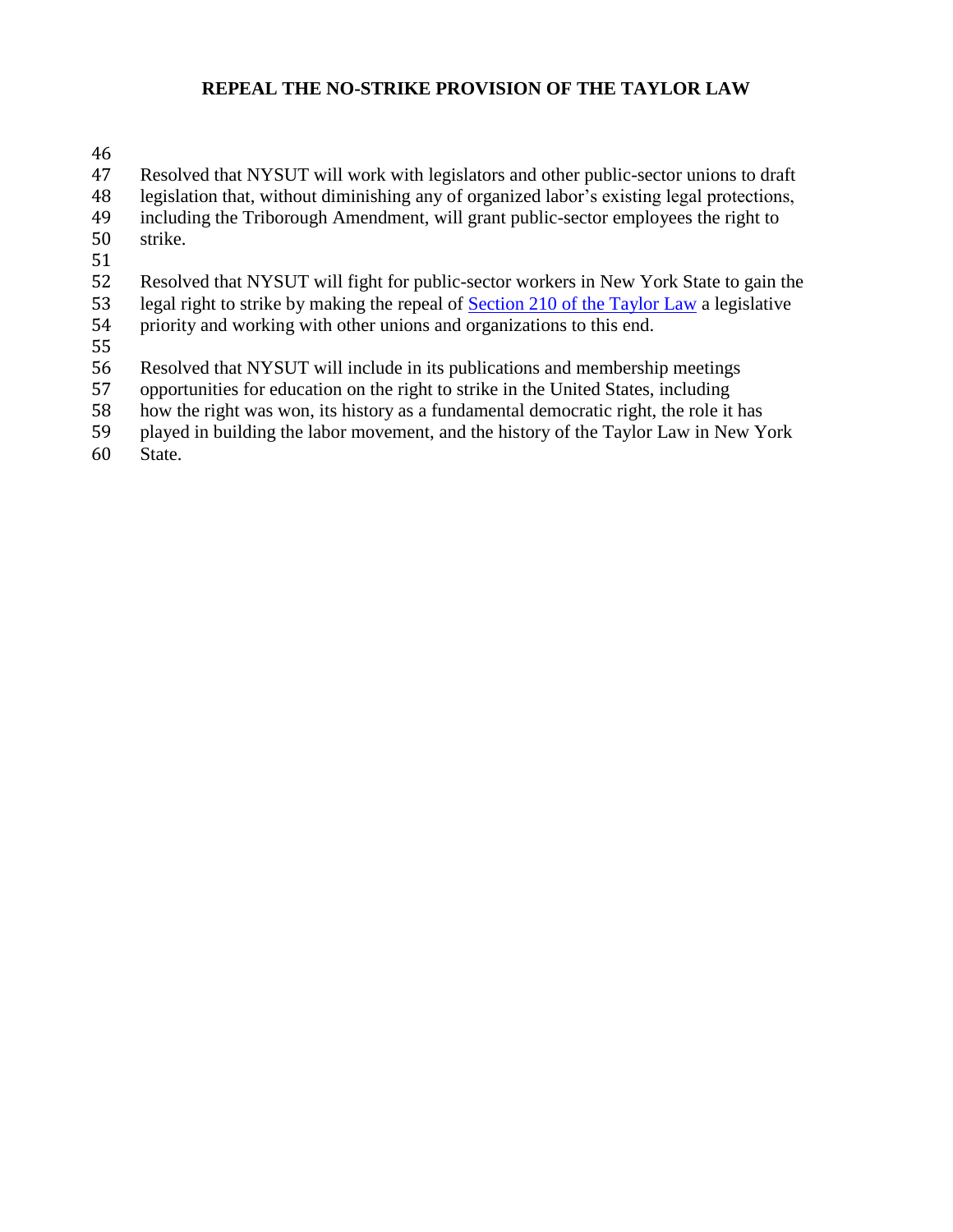**REPEAL THE NO-STRIKE PROVISION OF THE TAYLOR LAW**

Resolved that NYSUT will work with legislators and other public-sector unions to draft legislation that, without diminishing any of organized labor's existing legal protections, including the Triborough Amendment, will grant public-sector employees the right to strike.

Resolved that NYSUT will fight for public-sector workers in New York State to gain the legal right to strike by making the repeal of Section 210 of the Taylor Law a legislative priority and working with other unions and organizations to this end.

Resolved that NYSUT will include in its publications and membership meetings opportunities for education on the right to strike in the United States, including how the right was won, its history as a fundamental democratic right, the role it has played in building the labor movement, and the history of the Taylor Law in New York State.